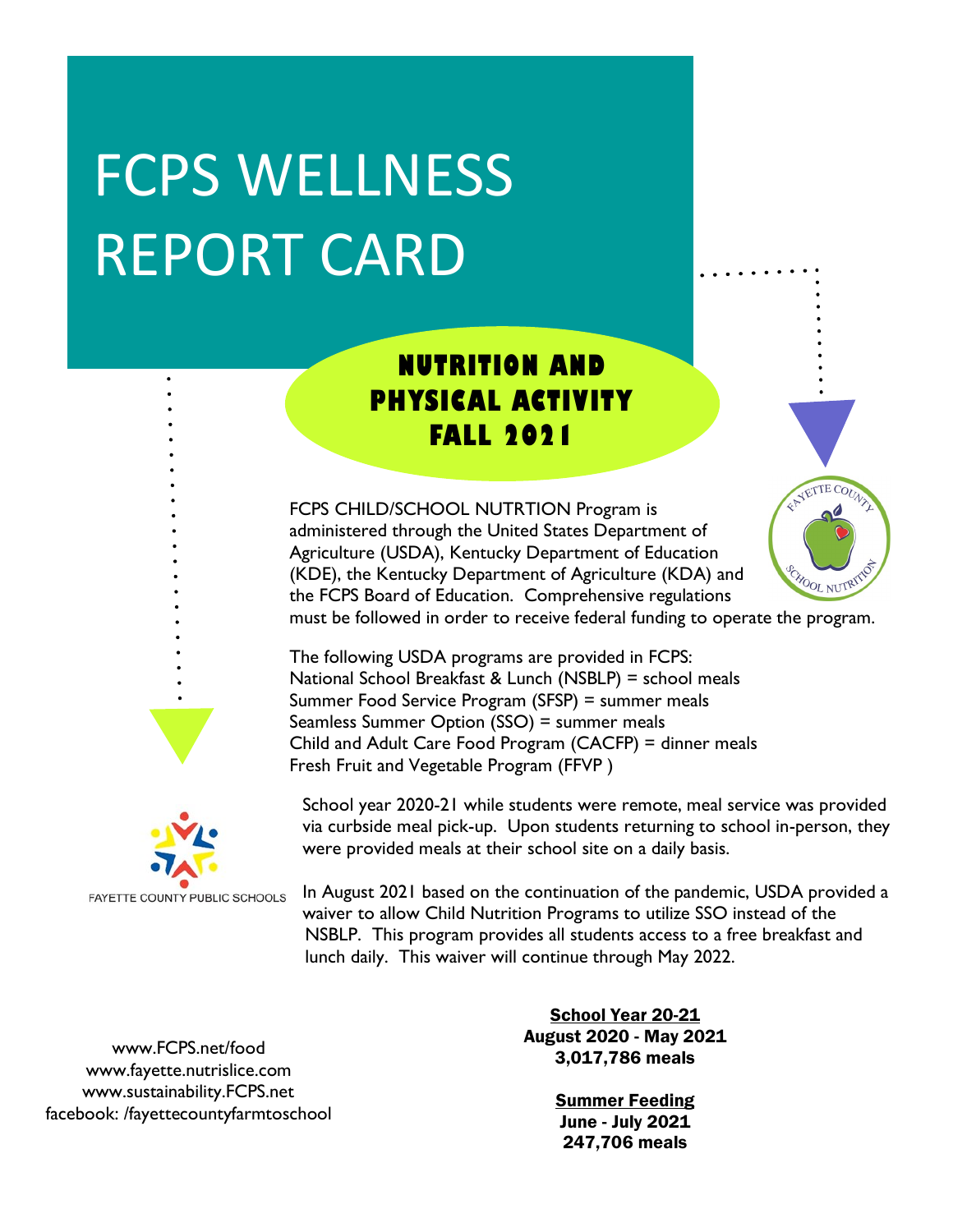# FCPS WELLNESS REPORT CARD

## NUTRITION AND PHYSICAL ACTIVITY FALL 2021

FCPS CHILD/SCHOOL NUTRTION Program is administered through the United States Department of Agriculture (USDA), Kentucky Department of Education (KDE), the Kentucky Department of Agriculture (KDA) and the FCPS Board of Education. Comprehensive regulations must be followed in order to receive federal funding to operate the program.

The following USDA programs are provided in FCPS:
National School Breakfast & Lunch (NSBLP) = school meals
Summer Food Service Program (SFSP) = summer meals
Seamless Summer Option (SSO) = summer meals
Child and Adult Care Food Program (CACFP) = dinner meals
Fresh Fruit and Vegetable Program (FFVP )

School year 2020-21 while students were remote, meal service was provided via curbside meal pick-up. Upon students returning to school in-person, they were provided meals at their school site on a daily basis.

In August 2021 based on the continuation of the pandemic, USDA provided a waiver to allow Child Nutrition Programs to utilize SSO instead of the NSBLP. This program provides all students access to a free breakfast and lunch daily. This waiver will continue through May 2022.

FAYETTE COUNTY PUBLIC SCHOOLS

www.FCPS.net/food
www.fayette.nutrislice.com
www.sustainability.FCPS.net
facebook: /fayettecountyfarmtoschool

**School Year 20-21**
**August 2020 - May 2021**
**3,017,786 meals**

**Summer Feeding**
**June - July 2021**
**247,706 meals**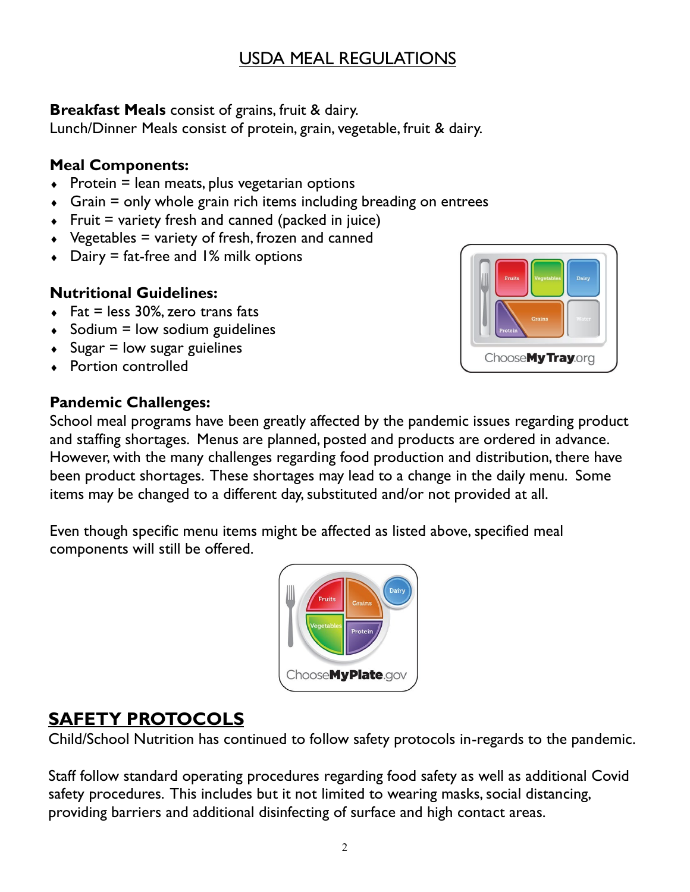## USDA MEAL REGULATIONS

**Breakfast Meals** consist of grains, fruit & dairy.
Lunch/Dinner Meals consist of protein, grain, vegetable, fruit & dairy.

**Meal Components:**

- Protein = lean meats, plus vegetarian options
- Grain = only whole grain rich items including breading on entrees
- Fruit = variety fresh and canned (packed in juice)
- Vegetables = variety of fresh, frozen and canned
- Dairy = fat-free and 1% milk options

**Nutritional Guidelines:**

- Fat = less 30%, zero trans fats
- Sodium = low sodium guidelines
- Sugar = low sugar guielines
- Portion controlled

Fruits
Vegetables
Dairy
Protein
Grains
Water
ChooseMyTray.org

**Pandemic Challenges:**
School meal programs have been greatly affected by the pandemic issues regarding product and staffing shortages. Menus are planned, posted and products are ordered in advance. However, with the many challenges regarding food production and distribution, there have been product shortages. These shortages may lead to a change in the daily menu. Some items may be changed to a different day, substituted and/or not provided at all.

Even though specific menu items might be affected as listed above, specified meal components will still be offered.

Fruits
Grains
Dairy
Vegetables
Protein
ChooseMyPlate.gov

## SAFETY PROTOCOLS

Child/School Nutrition has continued to follow safety protocols in-regards to the pandemic.

Staff follow standard operating procedures regarding food safety as well as additional Covid safety procedures. This includes but it not limited to wearing masks, social distancing, providing barriers and additional disinfecting of surface and high contact areas.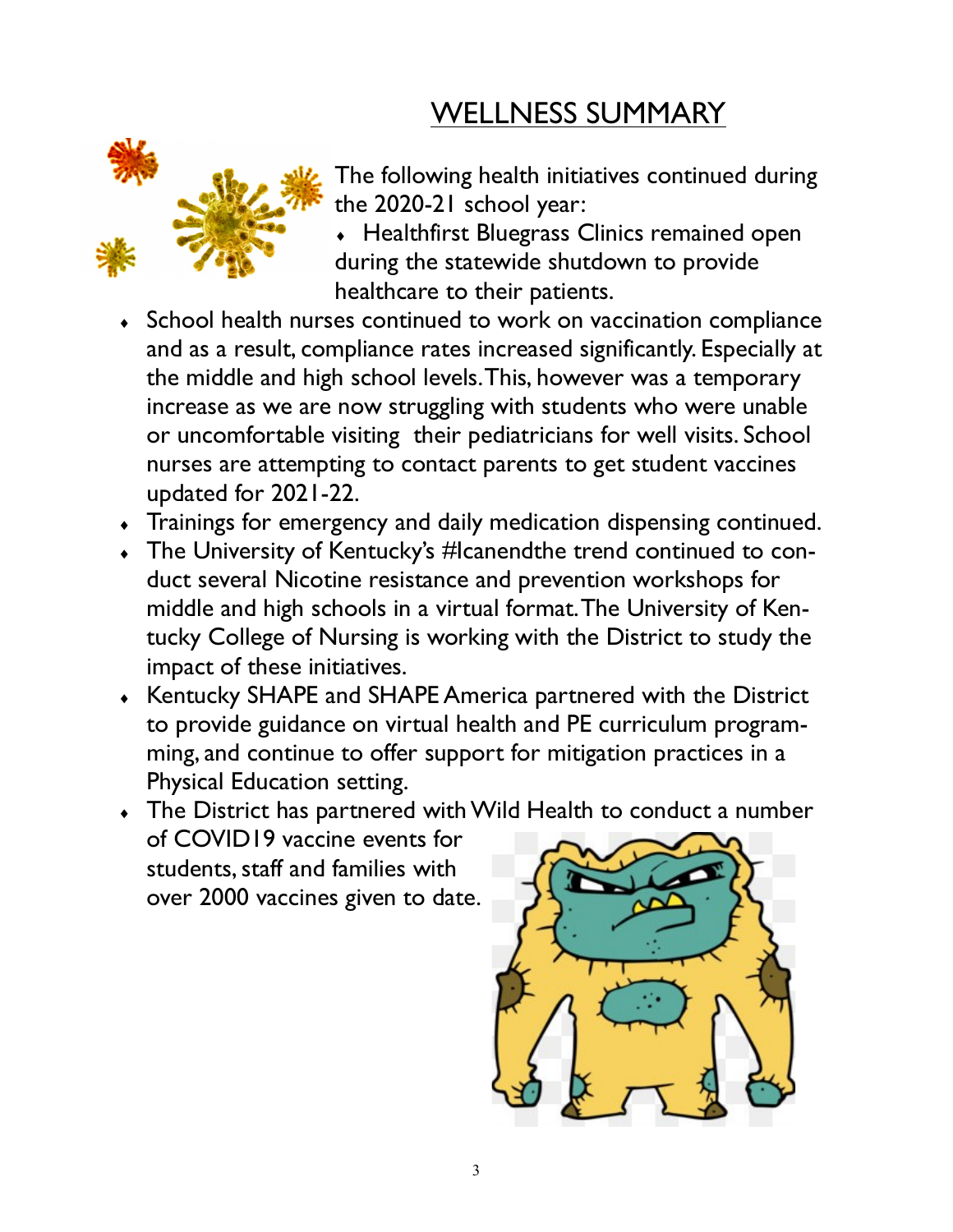# WELLNESS SUMMARY

The following health initiatives continued during the 2020-21 school year:

- Healthfirst Bluegrass Clinics remained open during the statewide shutdown to provide healthcare to their patients.
- School health nurses continued to work on vaccination compliance and as a result, compliance rates increased significantly. Especially at the middle and high school levels. This, however was a temporary increase as we are now struggling with students who were unable or uncomfortable visiting their pediatricians for well visits. School nurses are attempting to contact parents to get student vaccines updated for 2021-22.
- Trainings for emergency and daily medication dispensing continued.
- The University of Kentucky's #Icanendthe trend continued to conduct several Nicotine resistance and prevention workshops for middle and high schools in a virtual format. The University of Kentucky College of Nursing is working with the District to study the impact of these initiatives.
- Kentucky SHAPE and SHAPE America partnered with the District to provide guidance on virtual health and PE curriculum programming, and continue to offer support for mitigation practices in a Physical Education setting.
- The District has partnered with Wild Health to conduct a number of COVID19 vaccine events for students, staff and families with over 2000 vaccines given to date.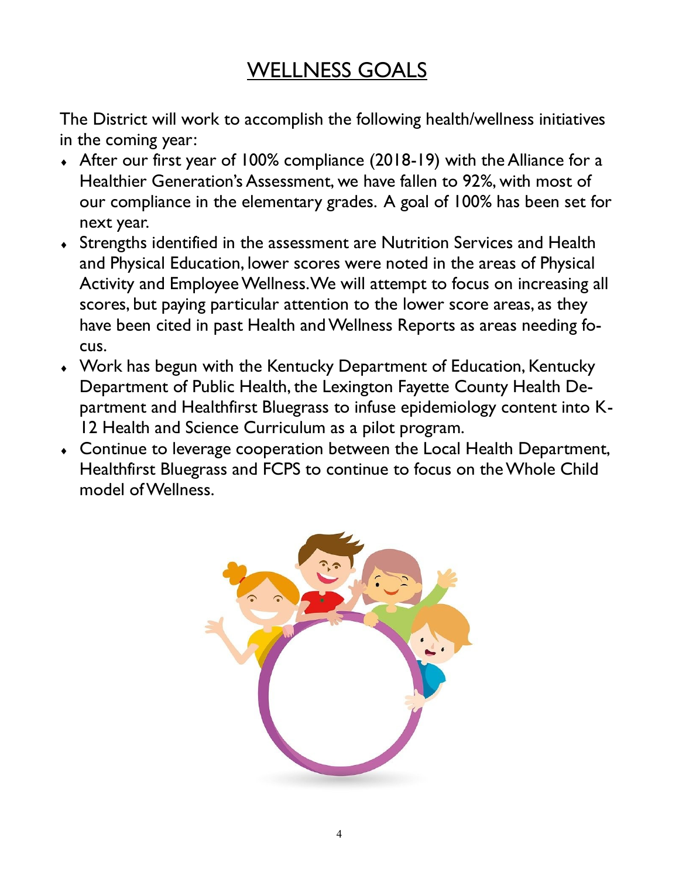# WELLNESS GOALS

The District will work to accomplish the following health/wellness initiatives in the coming year:

- After our first year of 100% compliance (2018-19) with the Alliance for a Healthier Generation's Assessment, we have fallen to 92%, with most of our compliance in the elementary grades. A goal of 100% has been set for next year.
- Strengths identified in the assessment are Nutrition Services and Health and Physical Education, lower scores were noted in the areas of Physical Activity and Employee Wellness. We will attempt to focus on increasing all scores, but paying particular attention to the lower score areas, as they have been cited in past Health and Wellness Reports as areas needing focus.
- Work has begun with the Kentucky Department of Education, Kentucky Department of Public Health, the Lexington Fayette County Health Department and Healthfirst Bluegrass to infuse epidemiology content into K-12 Health and Science Curriculum as a pilot program.
- Continue to leverage cooperation between the Local Health Department, Healthfirst Bluegrass and FCPS to continue to focus on the Whole Child model of Wellness.